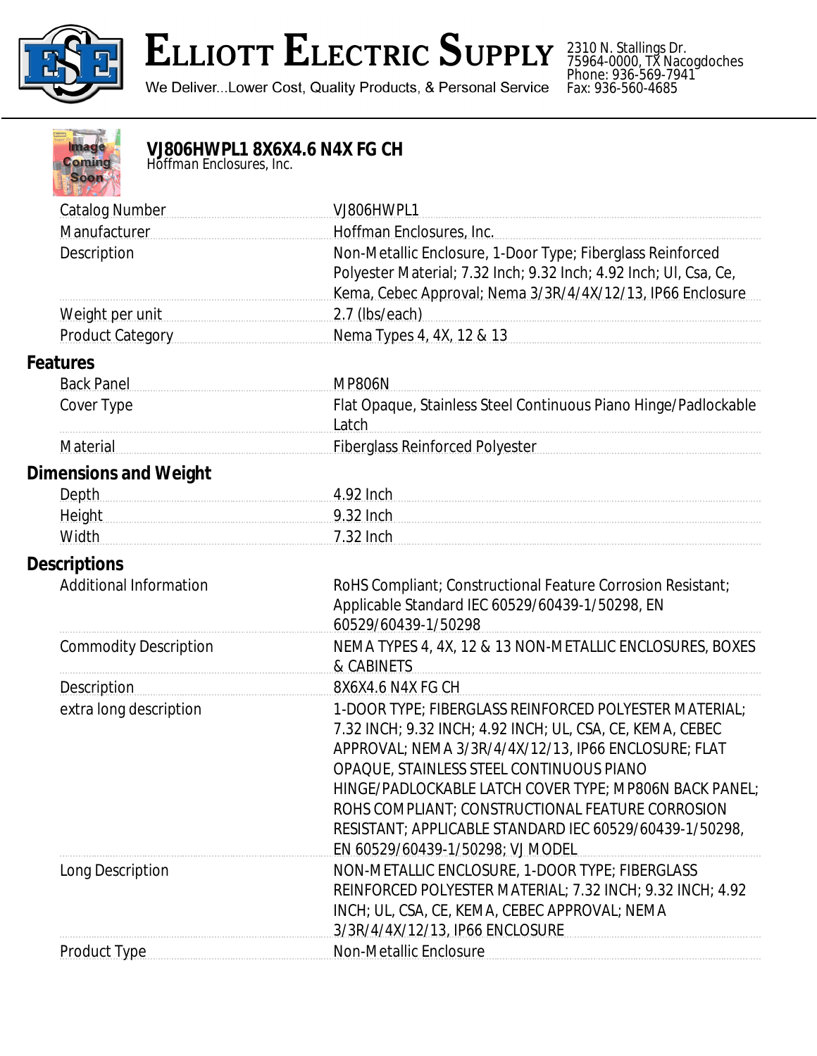# Elliott Electric Supply

We Deliver...Lower Cost, Quality Products, & Personal Service

2310 N. Stallings Dr.
75964-0000, TX Nacogdoches
Phone: 936-569-7941
Fax: 936-560-4685

## VJ806HWPL1 8X6X4.6 N4X FG CH

Hoffman Enclosures, Inc.

| | |
|---|---|
| Catalog Number | VJ806HWPL1 |
| Manufacturer | Hoffman Enclosures, Inc. |
| Description | Non-Metallic Enclosure, 1-Door Type; Fiberglass Reinforced Polyester Material; 7.32 Inch; 9.32 Inch; 4.92 Inch; Ul, Csa, Ce, Kema, Cebec Approval; Nema 3/3R/4/4X/12/13, IP66 Enclosure |
| Weight per unit | 2.7 (lbs/each) |
| Product Category | Nema Types 4, 4X, 12 & 13 |

### Features

| | |
|---|---|
| Back Panel | MP806N |
| Cover Type | Flat Opaque, Stainless Steel Continuous Piano Hinge/Padlockable Latch |
| Material | Fiberglass Reinforced Polyester |

### Dimensions and Weight

| | |
|---|---|
| Depth | 4.92 Inch |
| Height | 9.32 Inch |
| Width | 7.32 Inch |

### Descriptions

| | |
|---|---|
| Additional Information | RoHS Compliant; Constructional Feature Corrosion Resistant; Applicable Standard IEC 60529/60439-1/50298, EN 60529/60439-1/50298 |
| Commodity Description | NEMA TYPES 4, 4X, 12 & 13 NON-METALLIC ENCLOSURES, BOXES & CABINETS |
| Description | 8X6X4.6 N4X FG CH |
| extra long description | 1-DOOR TYPE; FIBERGLASS REINFORCED POLYESTER MATERIAL; 7.32 INCH; 9.32 INCH; 4.92 INCH; UL, CSA, CE, KEMA, CEBEC APPROVAL; NEMA 3/3R/4/4X/12/13, IP66 ENCLOSURE; FLAT OPAQUE, STAINLESS STEEL CONTINUOUS PIANO HINGE/PADLOCKABLE LATCH COVER TYPE; MP806N BACK PANEL; ROHS COMPLIANT; CONSTRUCTIONAL FEATURE CORROSION RESISTANT; APPLICABLE STANDARD IEC 60529/60439-1/50298, EN 60529/60439-1/50298; VJ MODEL |
| Long Description | NON-METALLIC ENCLOSURE, 1-DOOR TYPE; FIBERGLASS REINFORCED POLYESTER MATERIAL; 7.32 INCH; 9.32 INCH; 4.92 INCH; UL, CSA, CE, KEMA, CEBEC APPROVAL; NEMA 3/3R/4/4X/12/13, IP66 ENCLOSURE |
| Product Type | Non-Metallic Enclosure |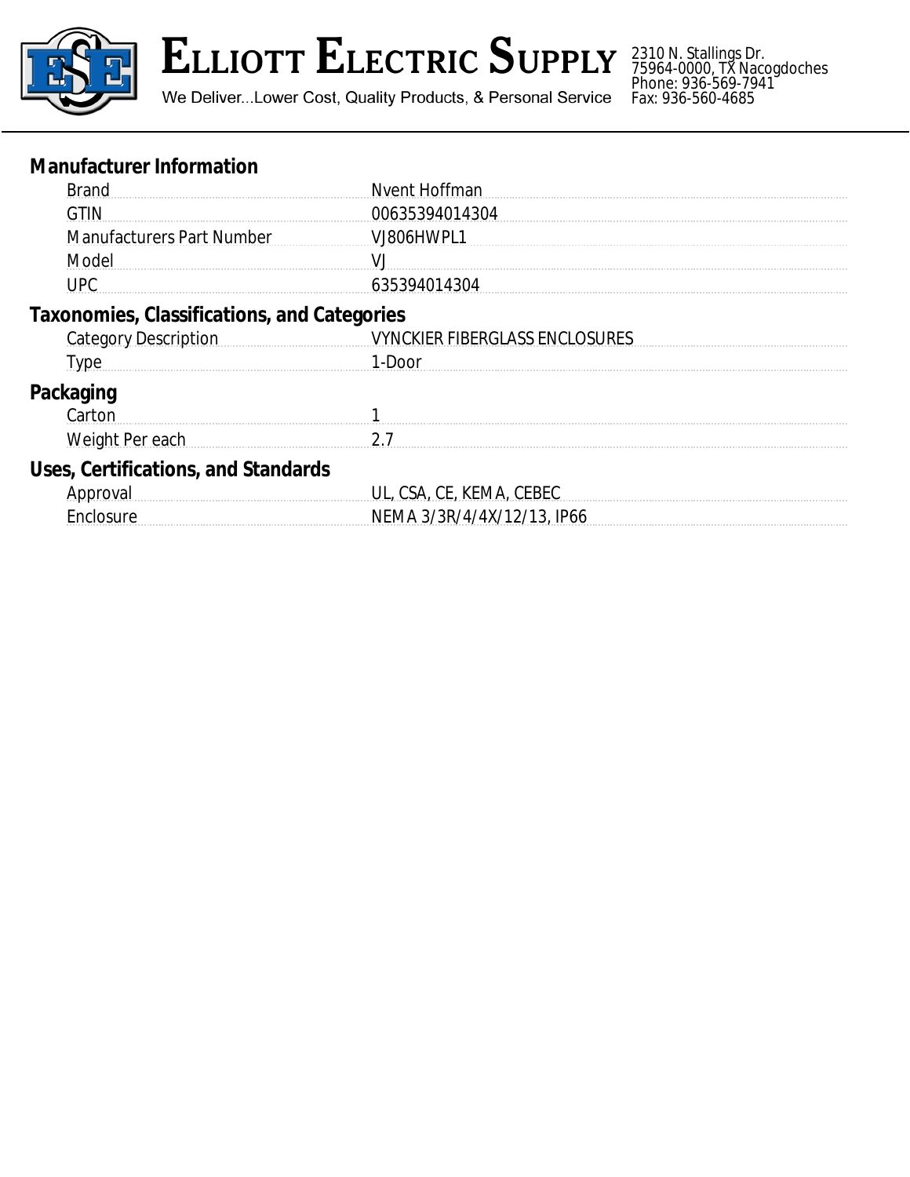# Elliott Electric Supply

We Deliver...Lower Cost, Quality Products, & Personal Service

2310 N. Stallings Dr.
75964-0000, TX Nacogdoches
Phone: 936-569-7941
Fax: 936-560-4685

## Manufacturer Information

| | |
|---|---|
| Brand | Nvent Hoffman |
| GTIN | 00635394014304 |
| Manufacturers Part Number | VJ806HWPL1 |
| Model | VJ |
| UPC | 635394014304 |

## Taxonomies, Classifications, and Categories

| | |
|---|---|
| Category Description | VYNCKIER FIBERGLASS ENCLOSURES |
| Type | 1-Door |

## Packaging

| | |
|---|---|
| Carton | 1 |
| Weight Per each | 2.7 |

## Uses, Certifications, and Standards

| | |
|---|---|
| Approval | UL, CSA, CE, KEMA, CEBEC |
| Enclosure | NEMA 3/3R/4/4X/12/13, IP66 |